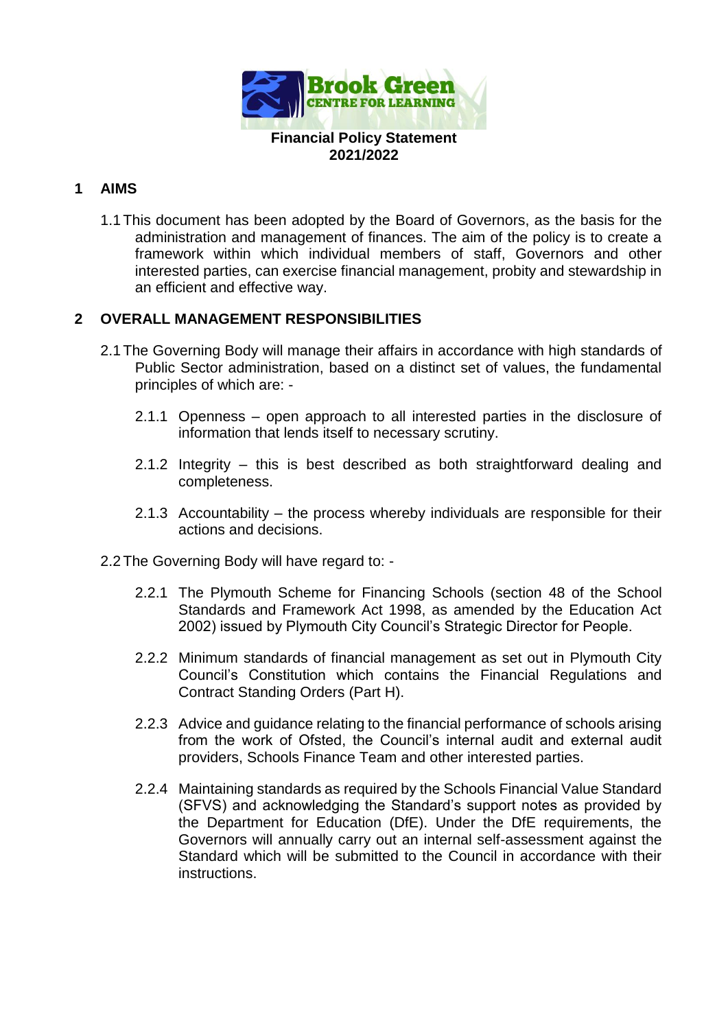Brook Green
CENTRE FOR LEARNING

# Financial Policy Statement 2021/2022

## 1 AIMS

1.1 This document has been adopted by the Board of Governors, as the basis for the administration and management of finances. The aim of the policy is to create a framework within which individual members of staff, Governors and other interested parties, can exercise financial management, probity and stewardship in an efficient and effective way.

## 2 OVERALL MANAGEMENT RESPONSIBILITIES

2.1 The Governing Body will manage their affairs in accordance with high standards of Public Sector administration, based on a distinct set of values, the fundamental principles of which are: -

2.1.1 Openness – open approach to all interested parties in the disclosure of information that lends itself to necessary scrutiny.

2.1.2 Integrity – this is best described as both straightforward dealing and completeness.

2.1.3 Accountability – the process whereby individuals are responsible for their actions and decisions.

2.2 The Governing Body will have regard to: -

2.2.1 The Plymouth Scheme for Financing Schools (section 48 of the School Standards and Framework Act 1998, as amended by the Education Act 2002) issued by Plymouth City Council's Strategic Director for People.

2.2.2 Minimum standards of financial management as set out in Plymouth City Council's Constitution which contains the Financial Regulations and Contract Standing Orders (Part H).

2.2.3 Advice and guidance relating to the financial performance of schools arising from the work of Ofsted, the Council's internal audit and external audit providers, Schools Finance Team and other interested parties.

2.2.4 Maintaining standards as required by the Schools Financial Value Standard (SFVS) and acknowledging the Standard's support notes as provided by the Department for Education (DfE). Under the DfE requirements, the Governors will annually carry out an internal self-assessment against the Standard which will be submitted to the Council in accordance with their instructions.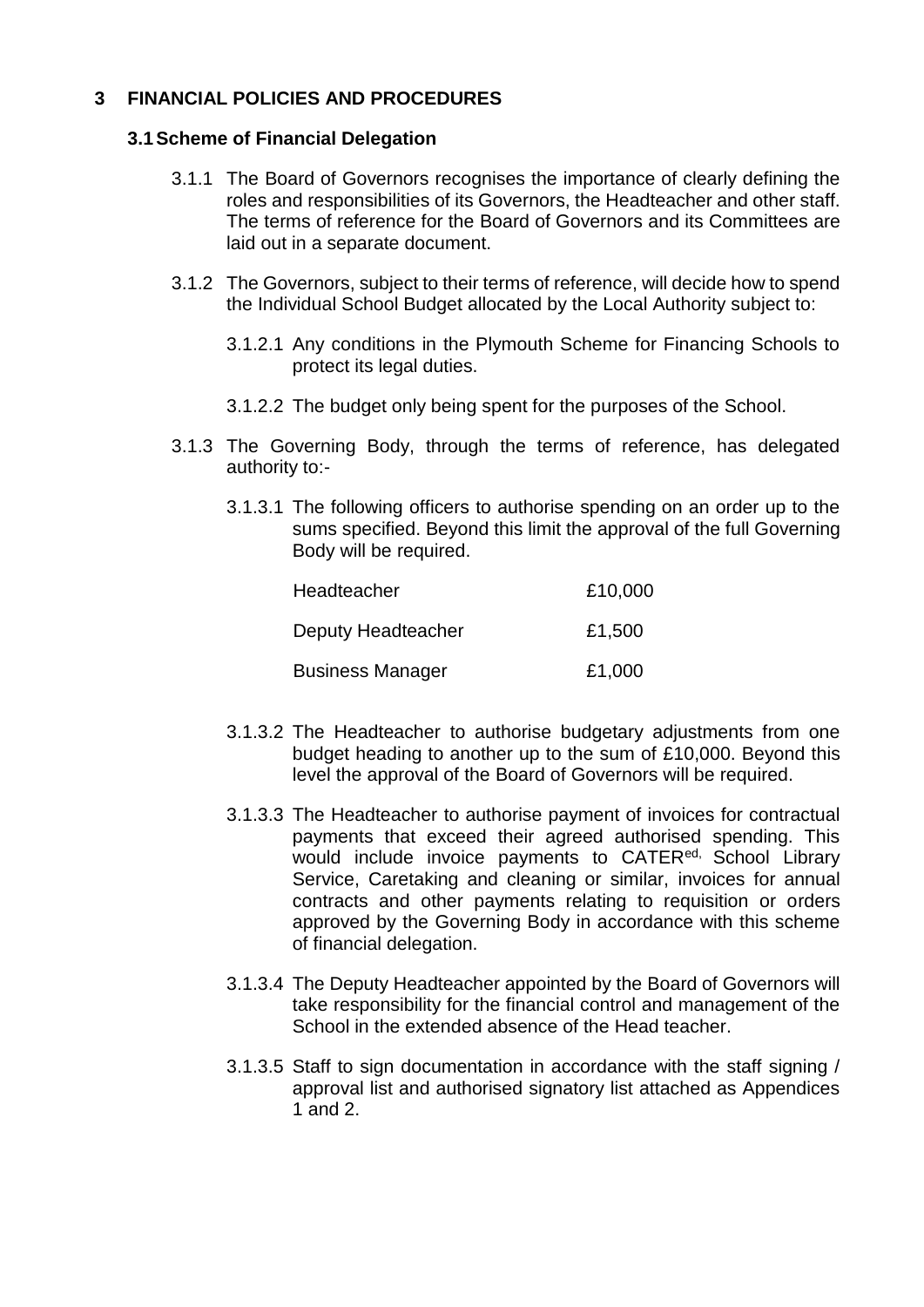# 3 FINANCIAL POLICIES AND PROCEDURES

## 3.1 Scheme of Financial Delegation

3.1.1 The Board of Governors recognises the importance of clearly defining the roles and responsibilities of its Governors, the Headteacher and other staff. The terms of reference for the Board of Governors and its Committees are laid out in a separate document.

3.1.2 The Governors, subject to their terms of reference, will decide how to spend the Individual School Budget allocated by the Local Authority subject to:

3.1.2.1 Any conditions in the Plymouth Scheme for Financing Schools to protect its legal duties.

3.1.2.2 The budget only being spent for the purposes of the School.

3.1.3 The Governing Body, through the terms of reference, has delegated authority to:-

3.1.3.1 The following officers to authorise spending on an order up to the sums specified. Beyond this limit the approval of the full Governing Body will be required.

| | |
|---|---|
| Headteacher | £10,000 |
| Deputy Headteacher | £1,500 |
| Business Manager | £1,000 |

3.1.3.2 The Headteacher to authorise budgetary adjustments from one budget heading to another up to the sum of £10,000. Beyond this level the approval of the Board of Governors will be required.

3.1.3.3 The Headteacher to authorise payment of invoices for contractual payments that exceed their agreed authorised spending. This would include invoice payments to CATERed, School Library Service, Caretaking and cleaning or similar, invoices for annual contracts and other payments relating to requisition or orders approved by the Governing Body in accordance with this scheme of financial delegation.

3.1.3.4 The Deputy Headteacher appointed by the Board of Governors will take responsibility for the financial control and management of the School in the extended absence of the Head teacher.

3.1.3.5 Staff to sign documentation in accordance with the staff signing / approval list and authorised signatory list attached as Appendices 1 and 2.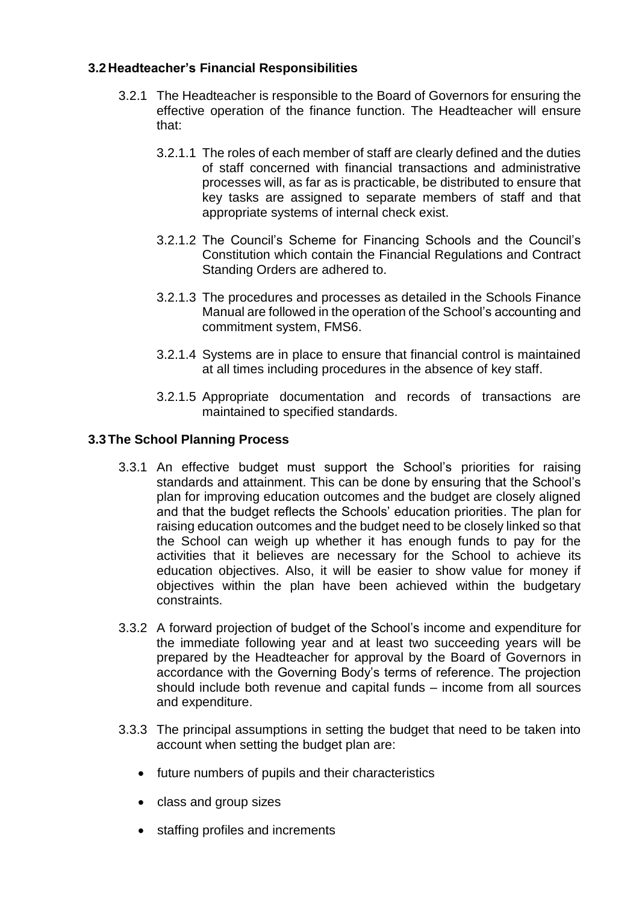### 3.2 Headteacher's Financial Responsibilities

3.2.1 The Headteacher is responsible to the Board of Governors for ensuring the effective operation of the finance function. The Headteacher will ensure that:

3.2.1.1 The roles of each member of staff are clearly defined and the duties of staff concerned with financial transactions and administrative processes will, as far as is practicable, be distributed to ensure that key tasks are assigned to separate members of staff and that appropriate systems of internal check exist.

3.2.1.2 The Council's Scheme for Financing Schools and the Council's Constitution which contain the Financial Regulations and Contract Standing Orders are adhered to.

3.2.1.3 The procedures and processes as detailed in the Schools Finance Manual are followed in the operation of the School's accounting and commitment system, FMS6.

3.2.1.4 Systems are in place to ensure that financial control is maintained at all times including procedures in the absence of key staff.

3.2.1.5 Appropriate documentation and records of transactions are maintained to specified standards.

### 3.3 The School Planning Process

3.3.1 An effective budget must support the School's priorities for raising standards and attainment. This can be done by ensuring that the School's plan for improving education outcomes and the budget are closely aligned and that the budget reflects the Schools' education priorities. The plan for raising education outcomes and the budget need to be closely linked so that the School can weigh up whether it has enough funds to pay for the activities that it believes are necessary for the School to achieve its education objectives. Also, it will be easier to show value for money if objectives within the plan have been achieved within the budgetary constraints.

3.3.2 A forward projection of budget of the School's income and expenditure for the immediate following year and at least two succeeding years will be prepared by the Headteacher for approval by the Board of Governors in accordance with the Governing Body's terms of reference. The projection should include both revenue and capital funds – income from all sources and expenditure.

3.3.3 The principal assumptions in setting the budget that need to be taken into account when setting the budget plan are:

- future numbers of pupils and their characteristics
- class and group sizes
- staffing profiles and increments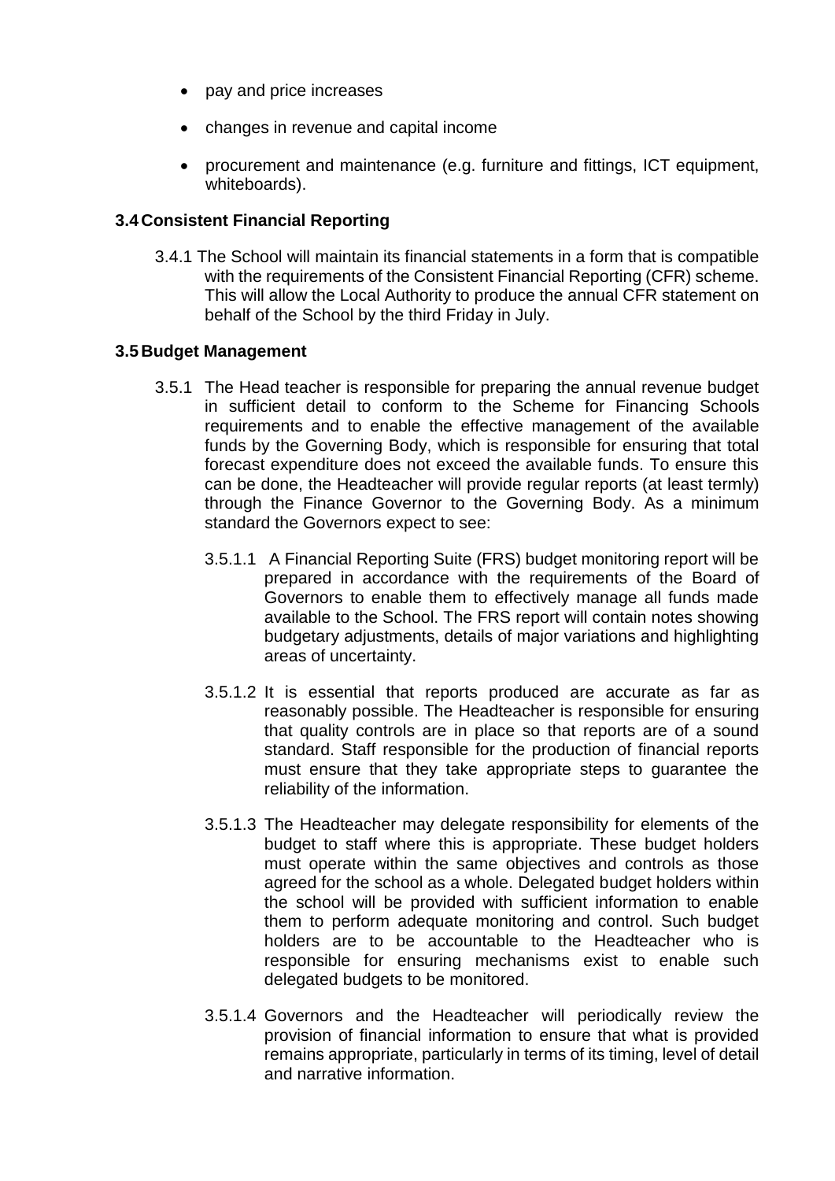- pay and price increases
- changes in revenue and capital income
- procurement and maintenance (e.g. furniture and fittings, ICT equipment, whiteboards).

### 3.4 Consistent Financial Reporting

3.4.1 The School will maintain its financial statements in a form that is compatible with the requirements of the Consistent Financial Reporting (CFR) scheme. This will allow the Local Authority to produce the annual CFR statement on behalf of the School by the third Friday in July.

### 3.5 Budget Management

3.5.1 The Head teacher is responsible for preparing the annual revenue budget in sufficient detail to conform to the Scheme for Financing Schools requirements and to enable the effective management of the available funds by the Governing Body, which is responsible for ensuring that total forecast expenditure does not exceed the available funds. To ensure this can be done, the Headteacher will provide regular reports (at least termly) through the Finance Governor to the Governing Body. As a minimum standard the Governors expect to see:

3.5.1.1 A Financial Reporting Suite (FRS) budget monitoring report will be prepared in accordance with the requirements of the Board of Governors to enable them to effectively manage all funds made available to the School. The FRS report will contain notes showing budgetary adjustments, details of major variations and highlighting areas of uncertainty.

3.5.1.2 It is essential that reports produced are accurate as far as reasonably possible. The Headteacher is responsible for ensuring that quality controls are in place so that reports are of a sound standard. Staff responsible for the production of financial reports must ensure that they take appropriate steps to guarantee the reliability of the information.

3.5.1.3 The Headteacher may delegate responsibility for elements of the budget to staff where this is appropriate. These budget holders must operate within the same objectives and controls as those agreed for the school as a whole. Delegated budget holders within the school will be provided with sufficient information to enable them to perform adequate monitoring and control. Such budget holders are to be accountable to the Headteacher who is responsible for ensuring mechanisms exist to enable such delegated budgets to be monitored.

3.5.1.4 Governors and the Headteacher will periodically review the provision of financial information to ensure that what is provided remains appropriate, particularly in terms of its timing, level of detail and narrative information.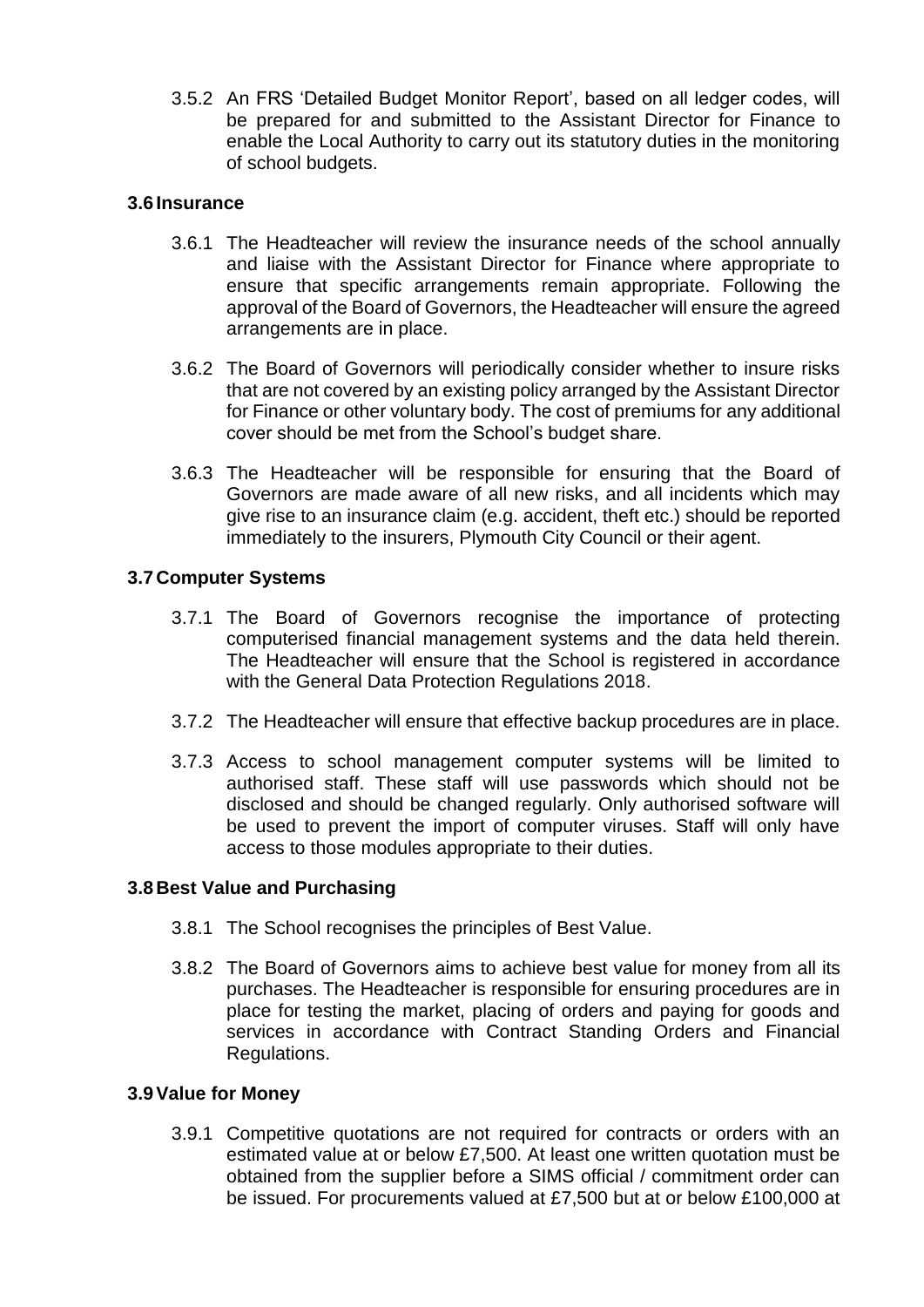3.5.2 An FRS 'Detailed Budget Monitor Report', based on all ledger codes, will be prepared for and submitted to the Assistant Director for Finance to enable the Local Authority to carry out its statutory duties in the monitoring of school budgets.

### 3.6 Insurance

3.6.1 The Headteacher will review the insurance needs of the school annually and liaise with the Assistant Director for Finance where appropriate to ensure that specific arrangements remain appropriate. Following the approval of the Board of Governors, the Headteacher will ensure the agreed arrangements are in place.

3.6.2 The Board of Governors will periodically consider whether to insure risks that are not covered by an existing policy arranged by the Assistant Director for Finance or other voluntary body. The cost of premiums for any additional cover should be met from the School's budget share.

3.6.3 The Headteacher will be responsible for ensuring that the Board of Governors are made aware of all new risks, and all incidents which may give rise to an insurance claim (e.g. accident, theft etc.) should be reported immediately to the insurers, Plymouth City Council or their agent.

### 3.7 Computer Systems

3.7.1 The Board of Governors recognise the importance of protecting computerised financial management systems and the data held therein. The Headteacher will ensure that the School is registered in accordance with the General Data Protection Regulations 2018.

3.7.2 The Headteacher will ensure that effective backup procedures are in place.

3.7.3 Access to school management computer systems will be limited to authorised staff. These staff will use passwords which should not be disclosed and should be changed regularly. Only authorised software will be used to prevent the import of computer viruses. Staff will only have access to those modules appropriate to their duties.

### 3.8 Best Value and Purchasing

3.8.1 The School recognises the principles of Best Value.

3.8.2 The Board of Governors aims to achieve best value for money from all its purchases. The Headteacher is responsible for ensuring procedures are in place for testing the market, placing of orders and paying for goods and services in accordance with Contract Standing Orders and Financial Regulations.

### 3.9 Value for Money

3.9.1 Competitive quotations are not required for contracts or orders with an estimated value at or below £7,500. At least one written quotation must be obtained from the supplier before a SIMS official / commitment order can be issued. For procurements valued at £7,500 but at or below £100,000 at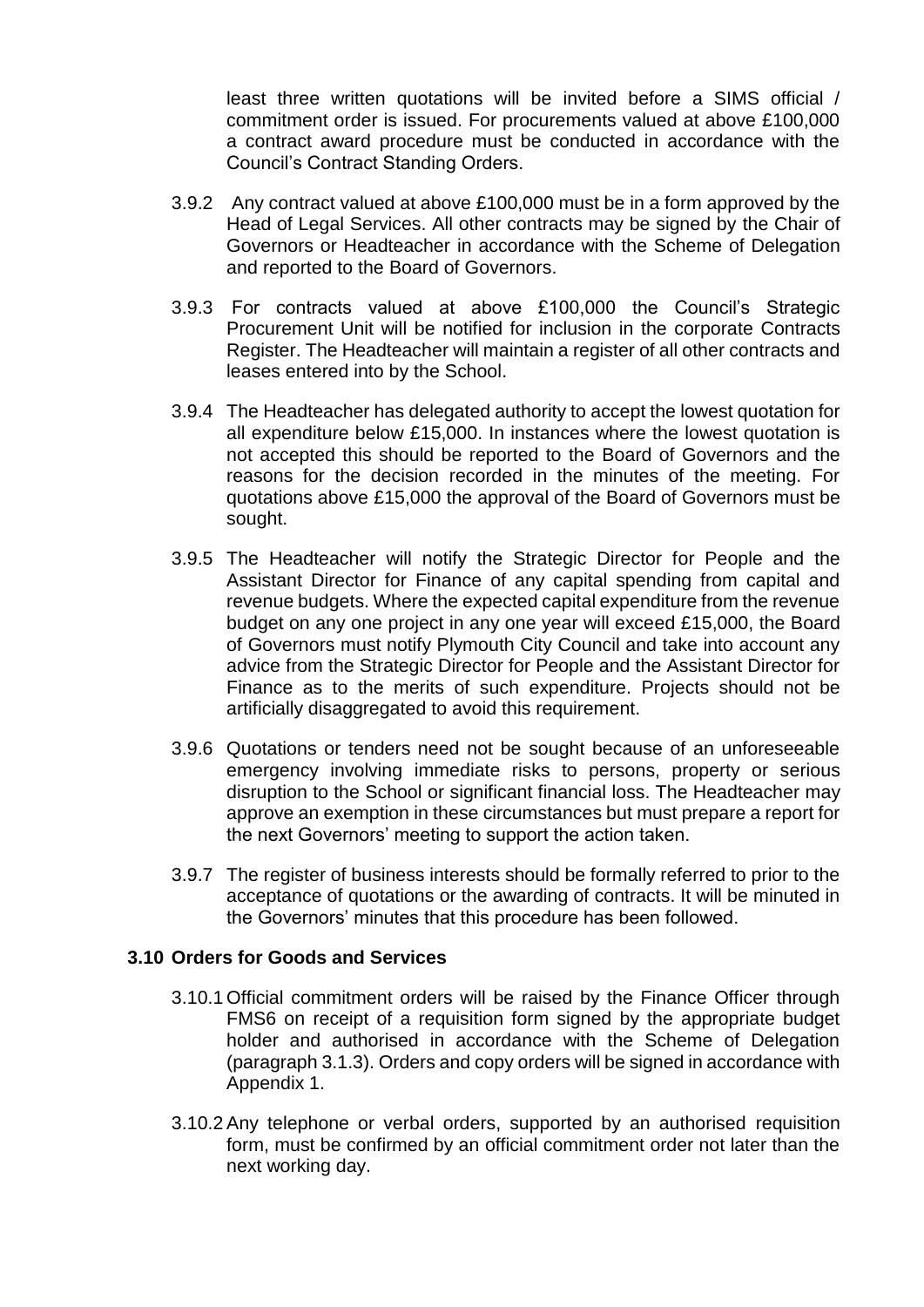least three written quotations will be invited before a SIMS official / commitment order is issued. For procurements valued at above £100,000 a contract award procedure must be conducted in accordance with the Council's Contract Standing Orders.

3.9.2 Any contract valued at above £100,000 must be in a form approved by the Head of Legal Services. All other contracts may be signed by the Chair of Governors or Headteacher in accordance with the Scheme of Delegation and reported to the Board of Governors.

3.9.3 For contracts valued at above £100,000 the Council's Strategic Procurement Unit will be notified for inclusion in the corporate Contracts Register. The Headteacher will maintain a register of all other contracts and leases entered into by the School.

3.9.4 The Headteacher has delegated authority to accept the lowest quotation for all expenditure below £15,000. In instances where the lowest quotation is not accepted this should be reported to the Board of Governors and the reasons for the decision recorded in the minutes of the meeting. For quotations above £15,000 the approval of the Board of Governors must be sought.

3.9.5 The Headteacher will notify the Strategic Director for People and the Assistant Director for Finance of any capital spending from capital and revenue budgets. Where the expected capital expenditure from the revenue budget on any one project in any one year will exceed £15,000, the Board of Governors must notify Plymouth City Council and take into account any advice from the Strategic Director for People and the Assistant Director for Finance as to the merits of such expenditure. Projects should not be artificially disaggregated to avoid this requirement.

3.9.6 Quotations or tenders need not be sought because of an unforeseeable emergency involving immediate risks to persons, property or serious disruption to the School or significant financial loss. The Headteacher may approve an exemption in these circumstances but must prepare a report for the next Governors' meeting to support the action taken.

3.9.7 The register of business interests should be formally referred to prior to the acceptance of quotations or the awarding of contracts. It will be minuted in the Governors' minutes that this procedure has been followed.

### 3.10 Orders for Goods and Services

3.10.1 Official commitment orders will be raised by the Finance Officer through FMS6 on receipt of a requisition form signed by the appropriate budget holder and authorised in accordance with the Scheme of Delegation (paragraph 3.1.3). Orders and copy orders will be signed in accordance with Appendix 1.

3.10.2 Any telephone or verbal orders, supported by an authorised requisition form, must be confirmed by an official commitment order not later than the next working day.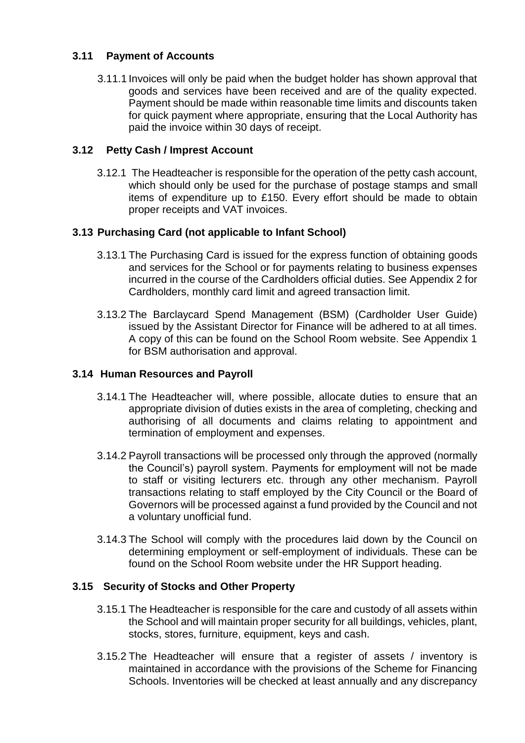### 3.11 Payment of Accounts

3.11.1 Invoices will only be paid when the budget holder has shown approval that goods and services have been received and are of the quality expected. Payment should be made within reasonable time limits and discounts taken for quick payment where appropriate, ensuring that the Local Authority has paid the invoice within 30 days of receipt.

### 3.12 Petty Cash / Imprest Account

3.12.1 The Headteacher is responsible for the operation of the petty cash account, which should only be used for the purchase of postage stamps and small items of expenditure up to £150. Every effort should be made to obtain proper receipts and VAT invoices.

### 3.13 Purchasing Card (not applicable to Infant School)

3.13.1 The Purchasing Card is issued for the express function of obtaining goods and services for the School or for payments relating to business expenses incurred in the course of the Cardholders official duties. See Appendix 2 for Cardholders, monthly card limit and agreed transaction limit.

3.13.2 The Barclaycard Spend Management (BSM) (Cardholder User Guide) issued by the Assistant Director for Finance will be adhered to at all times. A copy of this can be found on the School Room website. See Appendix 1 for BSM authorisation and approval.

### 3.14 Human Resources and Payroll

3.14.1 The Headteacher will, where possible, allocate duties to ensure that an appropriate division of duties exists in the area of completing, checking and authorising of all documents and claims relating to appointment and termination of employment and expenses.

3.14.2 Payroll transactions will be processed only through the approved (normally the Council's) payroll system. Payments for employment will not be made to staff or visiting lecturers etc. through any other mechanism. Payroll transactions relating to staff employed by the City Council or the Board of Governors will be processed against a fund provided by the Council and not a voluntary unofficial fund.

3.14.3 The School will comply with the procedures laid down by the Council on determining employment or self-employment of individuals. These can be found on the School Room website under the HR Support heading.

### 3.15 Security of Stocks and Other Property

3.15.1 The Headteacher is responsible for the care and custody of all assets within the School and will maintain proper security for all buildings, vehicles, plant, stocks, stores, furniture, equipment, keys and cash.

3.15.2 The Headteacher will ensure that a register of assets / inventory is maintained in accordance with the provisions of the Scheme for Financing Schools. Inventories will be checked at least annually and any discrepancy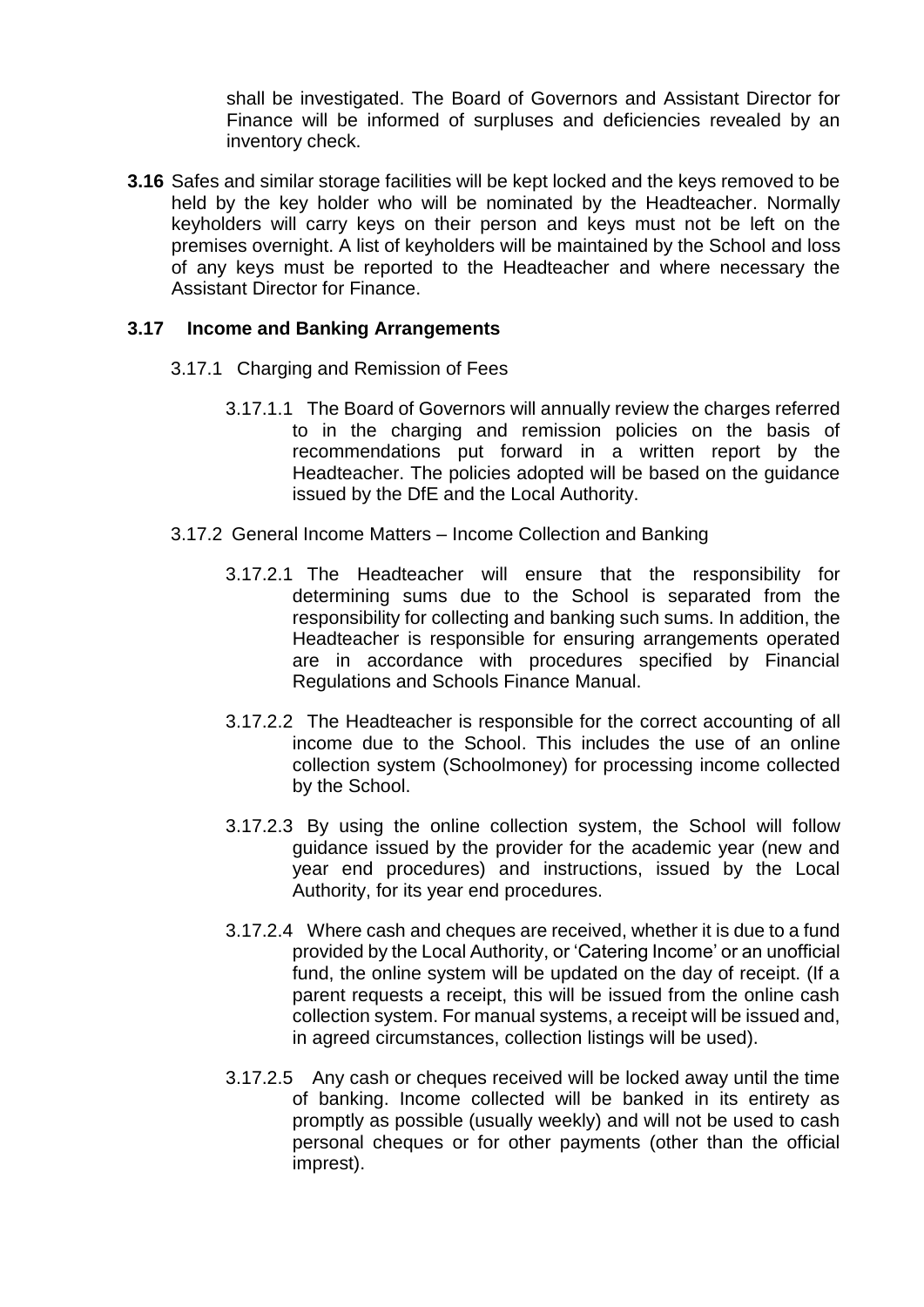shall be investigated. The Board of Governors and Assistant Director for Finance will be informed of surpluses and deficiencies revealed by an inventory check.

**3.16** Safes and similar storage facilities will be kept locked and the keys removed to be held by the key holder who will be nominated by the Headteacher. Normally keyholders will carry keys on their person and keys must not be left on the premises overnight. A list of keyholders will be maintained by the School and loss of any keys must be reported to the Headteacher and where necessary the Assistant Director for Finance.

**3.17 Income and Banking Arrangements**

3.17.1 Charging and Remission of Fees

3.17.1.1 The Board of Governors will annually review the charges referred to in the charging and remission policies on the basis of recommendations put forward in a written report by the Headteacher. The policies adopted will be based on the guidance issued by the DfE and the Local Authority.

3.17.2 General Income Matters – Income Collection and Banking

3.17.2.1 The Headteacher will ensure that the responsibility for determining sums due to the School is separated from the responsibility for collecting and banking such sums. In addition, the Headteacher is responsible for ensuring arrangements operated are in accordance with procedures specified by Financial Regulations and Schools Finance Manual.

3.17.2.2 The Headteacher is responsible for the correct accounting of all income due to the School. This includes the use of an online collection system (Schoolmoney) for processing income collected by the School.

3.17.2.3 By using the online collection system, the School will follow guidance issued by the provider for the academic year (new and year end procedures) and instructions, issued by the Local Authority, for its year end procedures.

3.17.2.4 Where cash and cheques are received, whether it is due to a fund provided by the Local Authority, or 'Catering Income' or an unofficial fund, the online system will be updated on the day of receipt. (If a parent requests a receipt, this will be issued from the online cash collection system. For manual systems, a receipt will be issued and, in agreed circumstances, collection listings will be used).

3.17.2.5 Any cash or cheques received will be locked away until the time of banking. Income collected will be banked in its entirety as promptly as possible (usually weekly) and will not be used to cash personal cheques or for other payments (other than the official imprest).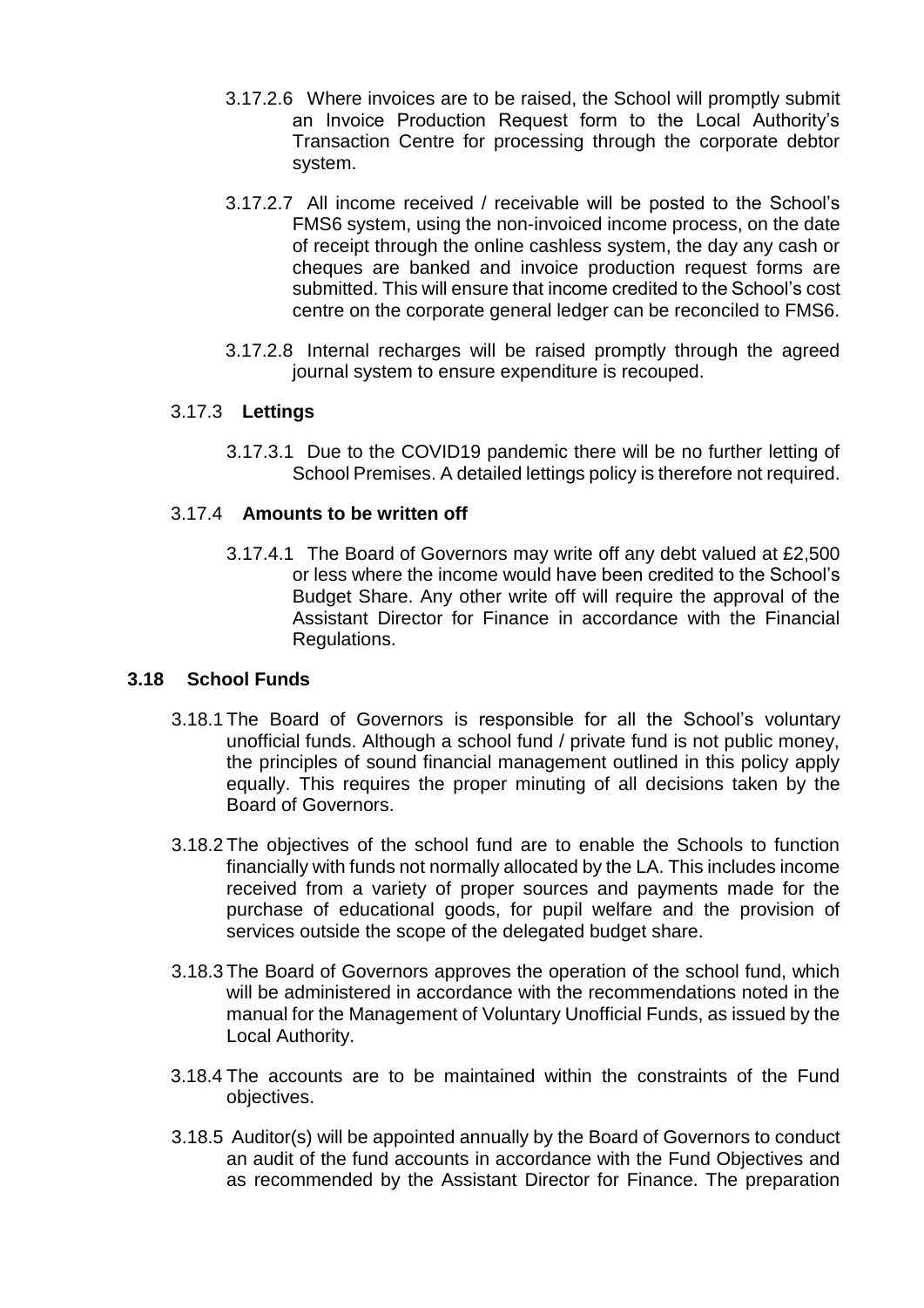3.17.2.6 Where invoices are to be raised, the School will promptly submit an Invoice Production Request form to the Local Authority's Transaction Centre for processing through the corporate debtor system.

3.17.2.7 All income received / receivable will be posted to the School's FMS6 system, using the non-invoiced income process, on the date of receipt through the online cashless system, the day any cash or cheques are banked and invoice production request forms are submitted. This will ensure that income credited to the School's cost centre on the corporate general ledger can be reconciled to FMS6.

3.17.2.8 Internal recharges will be raised promptly through the agreed journal system to ensure expenditure is recouped.

3.17.3 **Lettings**

3.17.3.1 Due to the COVID19 pandemic there will be no further letting of School Premises. A detailed lettings policy is therefore not required.

3.17.4 **Amounts to be written off**

3.17.4.1 The Board of Governors may write off any debt valued at £2,500 or less where the income would have been credited to the School's Budget Share. Any other write off will require the approval of the Assistant Director for Finance in accordance with the Financial Regulations.

### 3.18 School Funds

3.18.1 The Board of Governors is responsible for all the School's voluntary unofficial funds. Although a school fund / private fund is not public money, the principles of sound financial management outlined in this policy apply equally. This requires the proper minuting of all decisions taken by the Board of Governors.

3.18.2 The objectives of the school fund are to enable the Schools to function financially with funds not normally allocated by the LA. This includes income received from a variety of proper sources and payments made for the purchase of educational goods, for pupil welfare and the provision of services outside the scope of the delegated budget share.

3.18.3 The Board of Governors approves the operation of the school fund, which will be administered in accordance with the recommendations noted in the manual for the Management of Voluntary Unofficial Funds, as issued by the Local Authority.

3.18.4 The accounts are to be maintained within the constraints of the Fund objectives.

3.18.5 Auditor(s) will be appointed annually by the Board of Governors to conduct an audit of the fund accounts in accordance with the Fund Objectives and as recommended by the Assistant Director for Finance. The preparation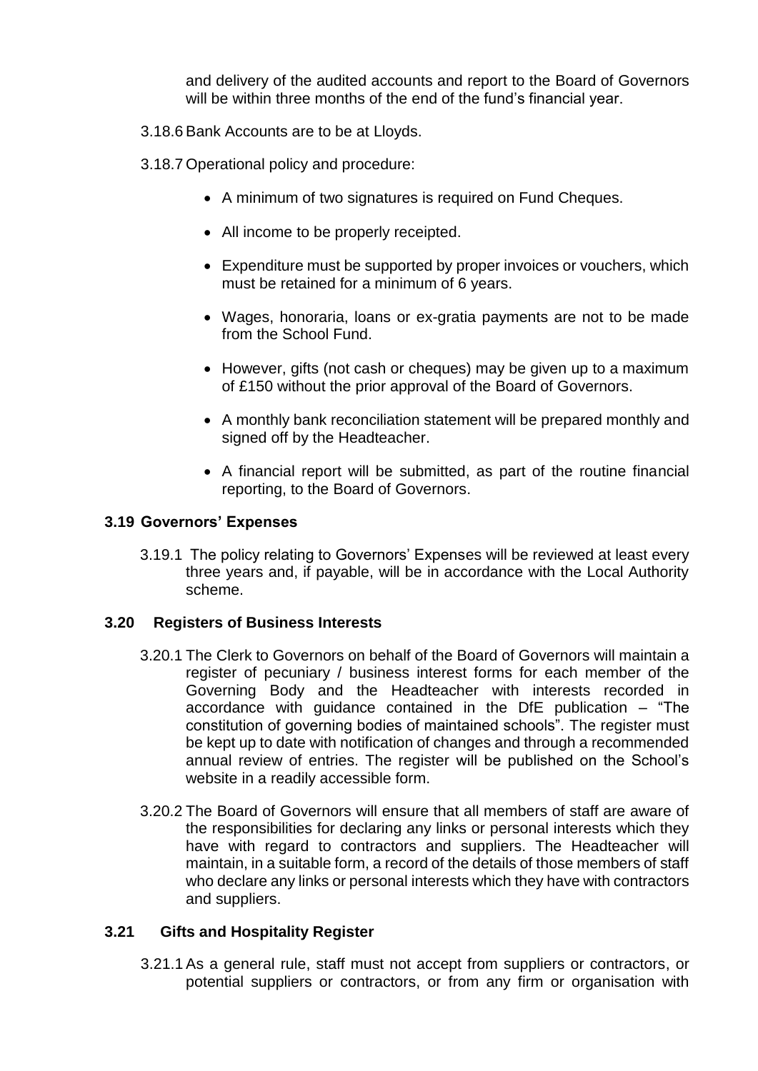and delivery of the audited accounts and report to the Board of Governors will be within three months of the end of the fund's financial year.

3.18.6 Bank Accounts are to be at Lloyds.

3.18.7 Operational policy and procedure:

- A minimum of two signatures is required on Fund Cheques.
- All income to be properly receipted.
- Expenditure must be supported by proper invoices or vouchers, which must be retained for a minimum of 6 years.
- Wages, honoraria, loans or ex-gratia payments are not to be made from the School Fund.
- However, gifts (not cash or cheques) may be given up to a maximum of £150 without the prior approval of the Board of Governors.
- A monthly bank reconciliation statement will be prepared monthly and signed off by the Headteacher.
- A financial report will be submitted, as part of the routine financial reporting, to the Board of Governors.

### 3.19 Governors' Expenses

3.19.1 The policy relating to Governors' Expenses will be reviewed at least every three years and, if payable, will be in accordance with the Local Authority scheme.

### 3.20 Registers of Business Interests

3.20.1 The Clerk to Governors on behalf of the Board of Governors will maintain a register of pecuniary / business interest forms for each member of the Governing Body and the Headteacher with interests recorded in accordance with guidance contained in the DfE publication – "The constitution of governing bodies of maintained schools". The register must be kept up to date with notification of changes and through a recommended annual review of entries. The register will be published on the School's website in a readily accessible form.

3.20.2 The Board of Governors will ensure that all members of staff are aware of the responsibilities for declaring any links or personal interests which they have with regard to contractors and suppliers. The Headteacher will maintain, in a suitable form, a record of the details of those members of staff who declare any links or personal interests which they have with contractors and suppliers.

### 3.21 Gifts and Hospitality Register

3.21.1 As a general rule, staff must not accept from suppliers or contractors, or potential suppliers or contractors, or from any firm or organisation with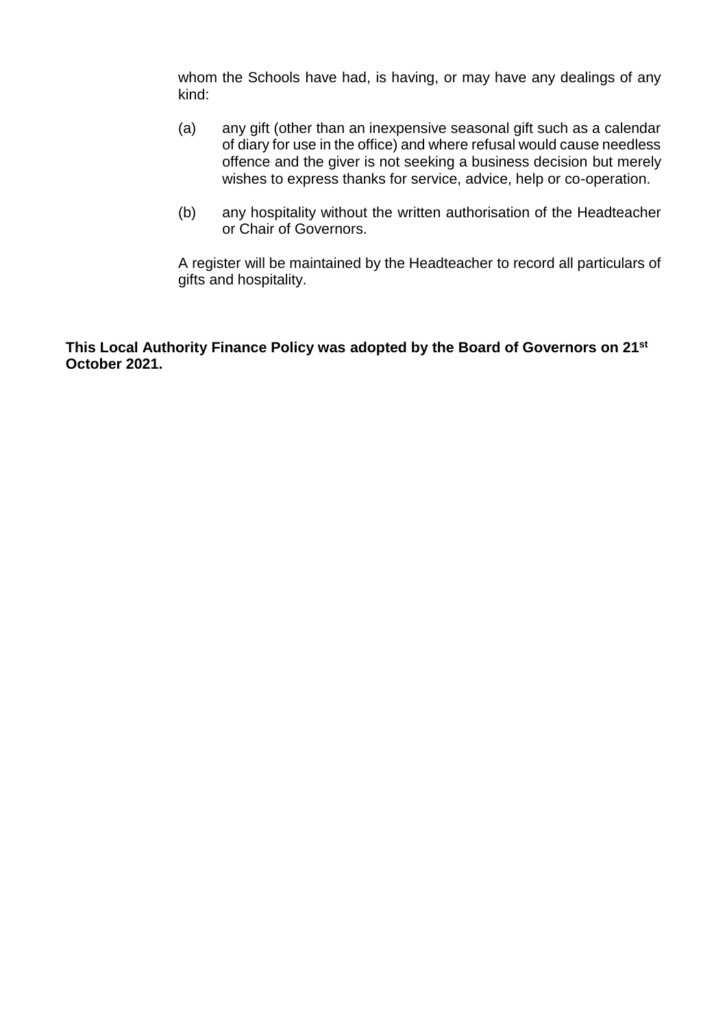whom the Schools have had, is having, or may have any dealings of any kind:

(a) any gift (other than an inexpensive seasonal gift such as a calendar of diary for use in the office) and where refusal would cause needless offence and the giver is not seeking a business decision but merely wishes to express thanks for service, advice, help or co-operation.

(b) any hospitality without the written authorisation of the Headteacher or Chair of Governors.

A register will be maintained by the Headteacher to record all particulars of gifts and hospitality.

**This Local Authority Finance Policy was adopted by the Board of Governors on 21st October 2021.**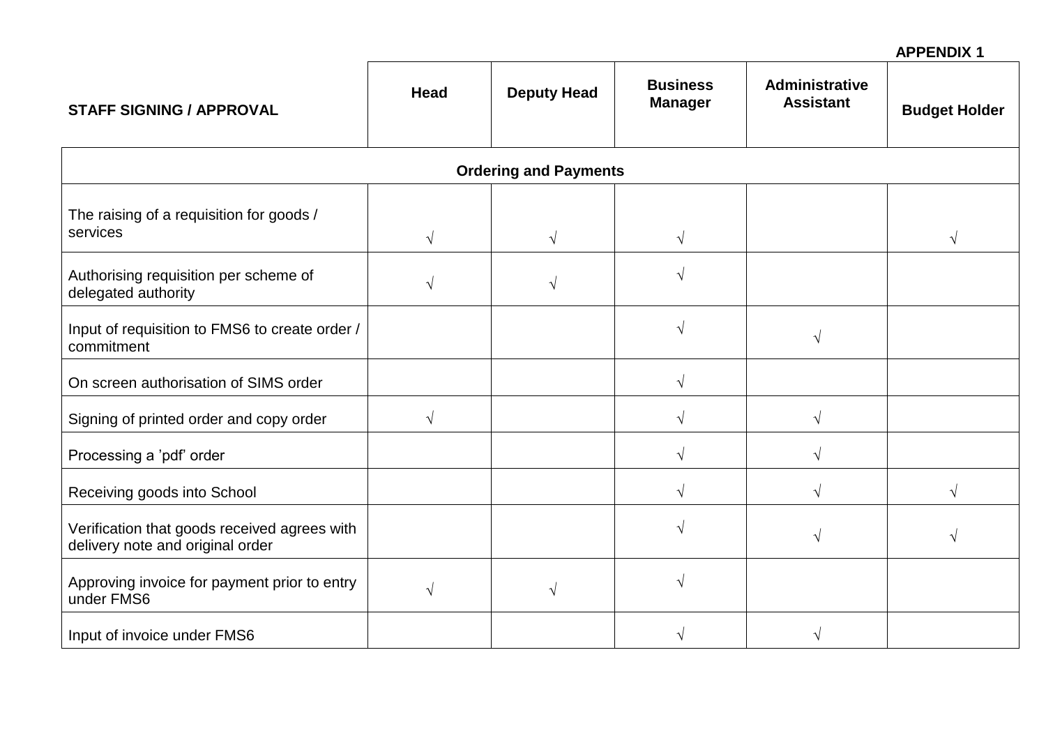**APPENDIX 1**

| STAFF SIGNING / APPROVAL | Head | Deputy Head | Business Manager | Administrative Assistant | Budget Holder |
|---|---|---|---|---|---|
| **Ordering and Payments** | | | | | |
| The raising of a requisition for goods / services | √ | √ | √ | | √ |
| Authorising requisition per scheme of delegated authority | √ | √ | √ | | |
| Input of requisition to FMS6 to create order / commitment | | | √ | √ | |
| On screen authorisation of SIMS order | | | √ | | |
| Signing of printed order and copy order | √ | | √ | √ | |
| Processing a ’pdf’ order | | | √ | √ | |
| Receiving goods into School | | | √ | √ | √ |
| Verification that goods received agrees with delivery note and original order | | | √ | √ | √ |
| Approving invoice for payment prior to entry under FMS6 | √ | √ | √ | | |
| Input of invoice under FMS6 | | | √ | √ | |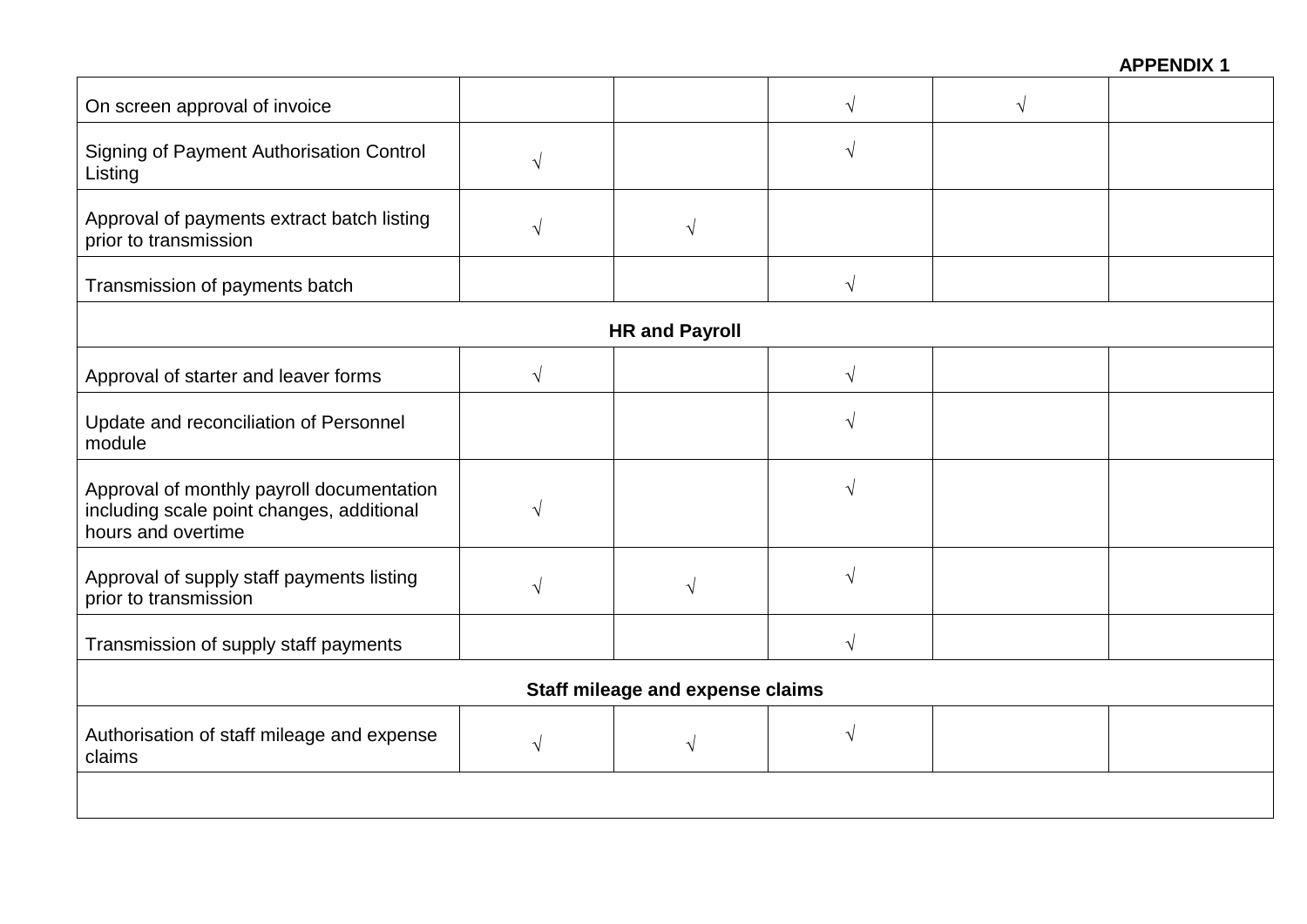**APPENDIX 1**

| | | | | | |
|---|---|---|---|---|---|
| On screen approval of invoice | | | √ | √ | |
| Signing of Payment Authorisation Control Listing | √ | | √ | | |
| Approval of payments extract batch listing prior to transmission | √ | √ | | | |
| Transmission of payments batch | | | √ | | |
| **HR and Payroll** | | | | | |
| Approval of starter and leaver forms | √ | | √ | | |
| Update and reconciliation of Personnel module | | | √ | | |
| Approval of monthly payroll documentation including scale point changes, additional hours and overtime | √ | | √ | | |
| Approval of supply staff payments listing prior to transmission | √ | √ | √ | | |
| Transmission of supply staff payments | | | √ | | |
| **Staff mileage and expense claims** | | | | | |
| Authorisation of staff mileage and expense claims | √ | √ | √ | | |
| | | | | | |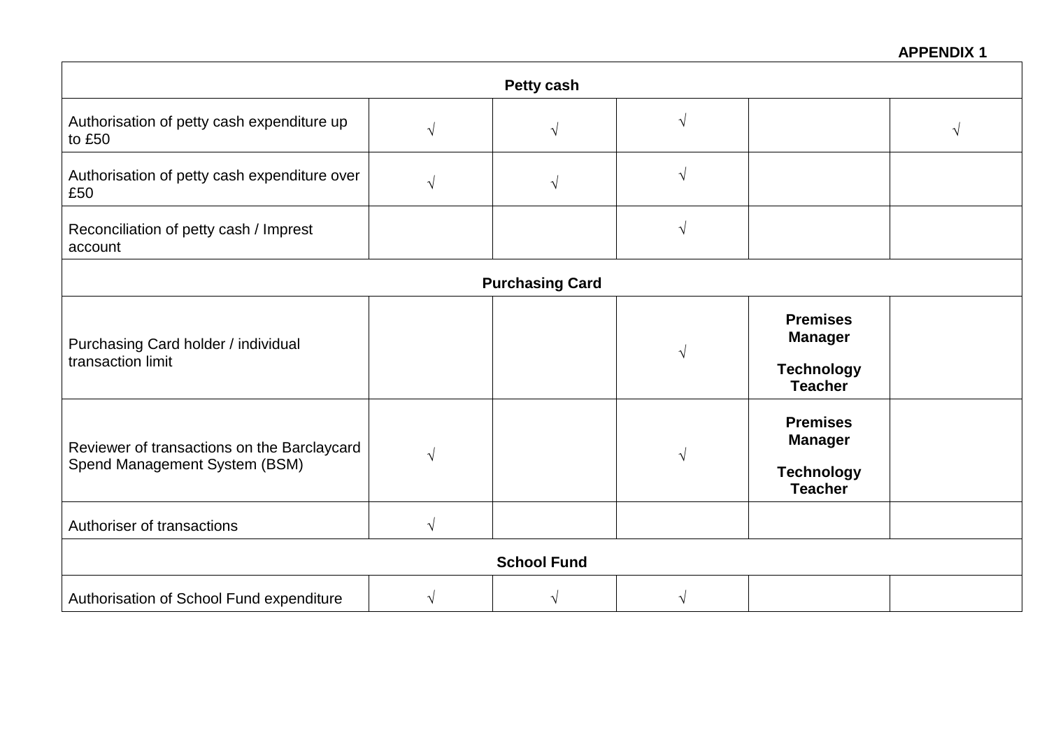**APPENDIX 1**

| Petty cash | | | | | |
|---|---|---|---|---|---|
| Authorisation of petty cash expenditure up to £50 | √ | √ | √ | | √ |
| Authorisation of petty cash expenditure over £50 | √ | √ | √ | | |
| Reconciliation of petty cash / Imprest account | | | √ | | |
| **Purchasing Card** | | | | | |
| Purchasing Card holder / individual transaction limit | | | √ | **Premises Manager**<br><br>**Technology Teacher** | |
| Reviewer of transactions on the Barclaycard Spend Management System (BSM) | √ | | √ | **Premises Manager**<br><br>**Technology Teacher** | |
| Authoriser of transactions | √ | | | | |
| **School Fund** | | | | | |
| Authorisation of School Fund expenditure | √ | √ | √ | | |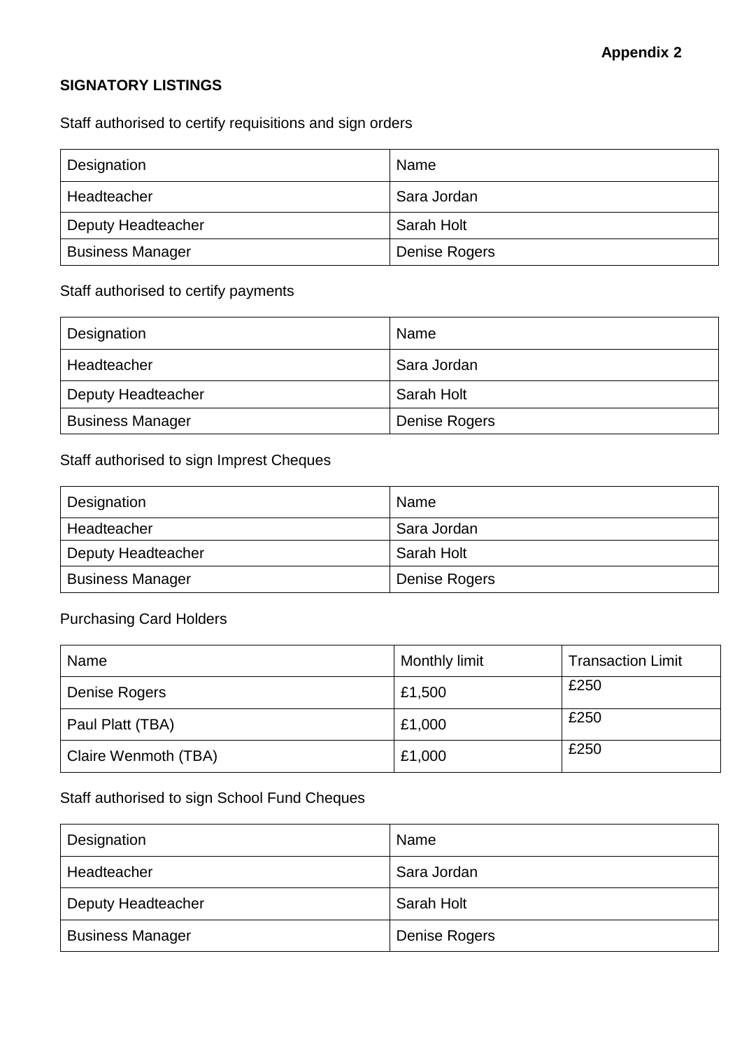**Appendix 2**

**SIGNATORY LISTINGS**

Staff authorised to certify requisitions and sign orders

| Designation | Name |
|---|---|
| Headteacher | Sara Jordan |
| Deputy Headteacher | Sarah Holt |
| Business Manager | Denise Rogers |

Staff authorised to certify payments

| Designation | Name |
|---|---|
| Headteacher | Sara Jordan |
| Deputy Headteacher | Sarah Holt |
| Business Manager | Denise Rogers |

Staff authorised to sign Imprest Cheques

| Designation | Name |
|---|---|
| Headteacher | Sara Jordan |
| Deputy Headteacher | Sarah Holt |
| Business Manager | Denise Rogers |

Purchasing Card Holders

| Name | Monthly limit | Transaction Limit |
|---|---|---|
| Denise Rogers | £1,500 | £250 |
| Paul Platt (TBA) | £1,000 | £250 |
| Claire Wenmoth (TBA) | £1,000 | £250 |

Staff authorised to sign School Fund Cheques

| Designation | Name |
|---|---|
| Headteacher | Sara Jordan |
| Deputy Headteacher | Sarah Holt |
| Business Manager | Denise Rogers |